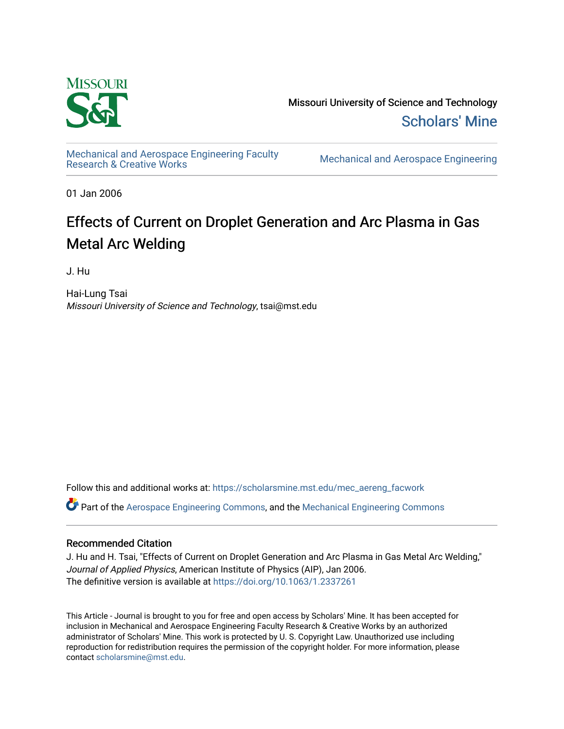Missouri University of Science and Technology

Scholars' Mine

Mechanical and Aerospace Engineering Faculty Research & Creative Works

Mechanical and Aerospace Engineering

01 Jan 2006

# Effects of Current on Droplet Generation and Arc Plasma in Gas Metal Arc Welding

J. Hu

Hai-Lung Tsai
*Missouri University of Science and Technology*, tsai@mst.edu

Follow this and additional works at: https://scholarsmine.mst.edu/mec_aereng_facwork

Part of the Aerospace Engineering Commons, and the Mechanical Engineering Commons

## Recommended Citation

J. Hu and H. Tsai, "Effects of Current on Droplet Generation and Arc Plasma in Gas Metal Arc Welding," *Journal of Applied Physics*, American Institute of Physics (AIP), Jan 2006.
The definitive version is available at https://doi.org/10.1063/1.2337261

This Article - Journal is brought to you for free and open access by Scholars' Mine. It has been accepted for inclusion in Mechanical and Aerospace Engineering Faculty Research & Creative Works by an authorized administrator of Scholars' Mine. This work is protected by U. S. Copyright Law. Unauthorized use including reproduction for redistribution requires the permission of the copyright holder. For more information, please contact scholarsmine@mst.edu.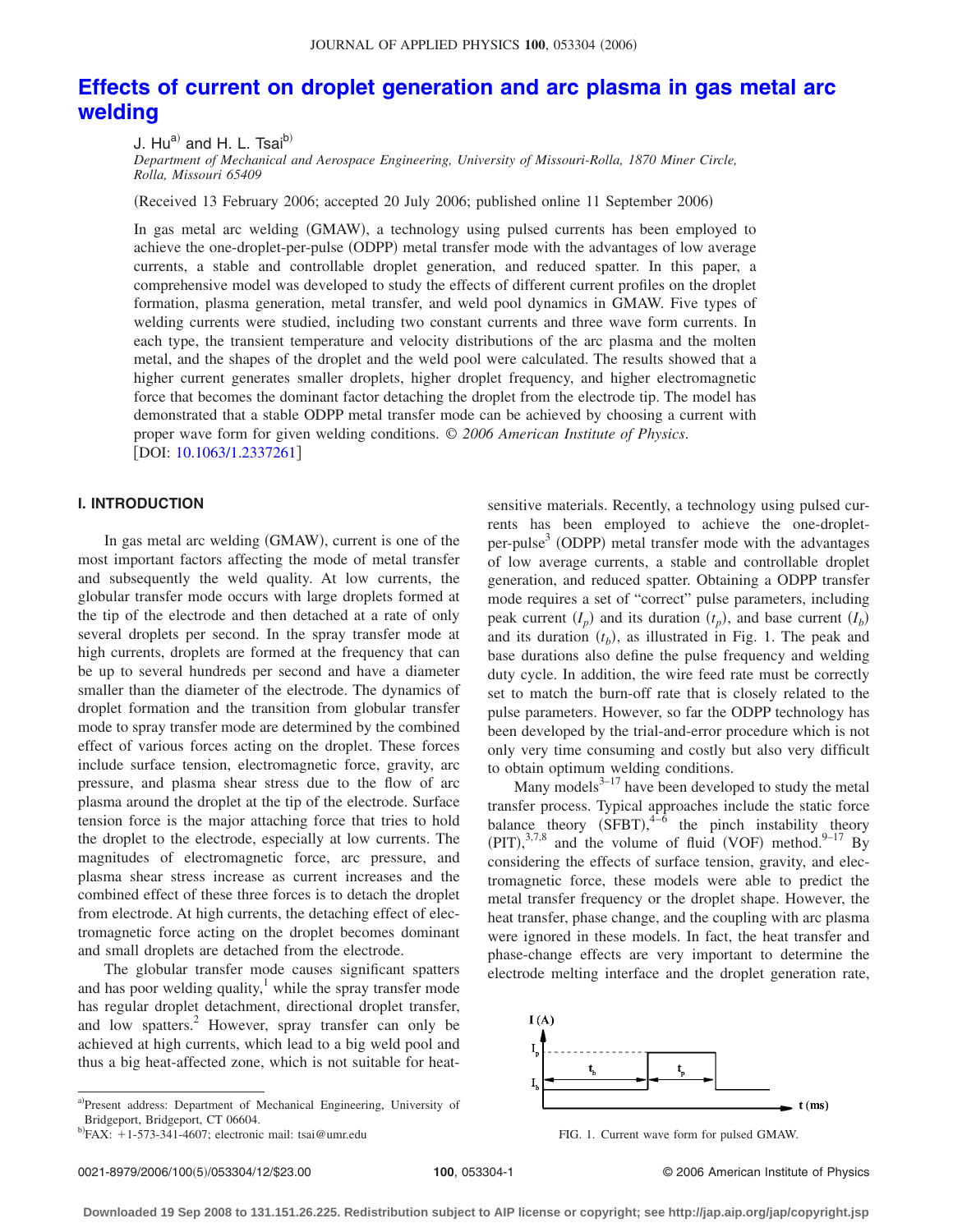# Effects of current on droplet generation and arc plasma in gas metal arc welding

J. Hu[a] and H. L. Tsai[b]

*Department of Mechanical and Aerospace Engineering, University of Missouri-Rolla, 1870 Miner Circle, Rolla, Missouri 65409*

(Received 13 February 2006; accepted 20 July 2006; published online 11 September 2006)

In gas metal arc welding (GMAW), a technology using pulsed currents has been employed to achieve the one-droplet-per-pulse (ODPP) metal transfer mode with the advantages of low average currents, a stable and controllable droplet generation, and reduced spatter. In this paper, a comprehensive model was developed to study the effects of different current profiles on the droplet formation, plasma generation, metal transfer, and weld pool dynamics in GMAW. Five types of welding currents were studied, including two constant currents and three wave form currents. In each type, the transient temperature and velocity distributions of the arc plasma and the molten metal, and the shapes of the droplet and the weld pool were calculated. The results showed that a higher current generates smaller droplets, higher droplet frequency, and higher electromagnetic force that becomes the dominant factor detaching the droplet from the electrode tip. The model has demonstrated that a stable ODPP metal transfer mode can be achieved by choosing a current with proper wave form for given welding conditions. © *2006 American Institute of Physics*. [DOI: 10.1063/1.2337261]

## I. INTRODUCTION

In gas metal arc welding (GMAW), current is one of the most important factors affecting the mode of metal transfer and subsequently the weld quality. At low currents, the globular transfer mode occurs with large droplets formed at the tip of the electrode and then detached at a rate of only several droplets per second. In the spray transfer mode at high currents, droplets are formed at the frequency that can be up to several hundreds per second and have a diameter smaller than the diameter of the electrode. The dynamics of droplet formation and the transition from globular transfer mode to spray transfer mode are determined by the combined effect of various forces acting on the droplet. These forces include surface tension, electromagnetic force, gravity, arc pressure, and plasma shear stress due to the flow of arc plasma around the droplet at the tip of the electrode. Surface tension force is the major attaching force that tries to hold the droplet to the electrode, especially at low currents. The magnitudes of electromagnetic force, arc pressure, and plasma shear stress increase as current increases and the combined effect of these three forces is to detach the droplet from electrode. At high currents, the detaching effect of electromagnetic force acting on the droplet becomes dominant and small droplets are detached from the electrode.

The globular transfer mode causes significant spatters and has poor welding quality,[1] while the spray transfer mode has regular droplet detachment, directional droplet transfer, and low spatters.[2] However, spray transfer can only be achieved at high currents, which lead to a big weld pool and thus a big heat-affected zone, which is not suitable for heat-sensitive materials. Recently, a technology using pulsed currents has been employed to achieve the one-droplet-per-pulse[3] (ODPP) metal transfer mode with the advantages of low average currents, a stable and controllable droplet generation, and reduced spatter. Obtaining a ODPP transfer mode requires a set of "correct" pulse parameters, including peak current ($I_p$) and its duration ($t_p$), and base current ($I_b$) and its duration ($t_b$), as illustrated in Fig. 1. The peak and base durations also define the pulse frequency and welding duty cycle. In addition, the wire feed rate must be correctly set to match the burn-off rate that is closely related to the pulse parameters. However, so far the ODPP technology has been developed by the trial-and-error procedure which is not only very time consuming and costly but also very difficult to obtain optimum welding conditions.

Many models[3–17] have been developed to study the metal transfer process. Typical approaches include the static force balance theory (SFBT),[4–6] the pinch instability theory (PIT),[3,7,8] and the volume of fluid (VOF) method.[9–17] By considering the effects of surface tension, gravity, and electromagnetic force, these models were able to predict the metal transfer frequency or the droplet shape. However, the heat transfer, phase change, and the coupling with arc plasma were ignored in these models. In fact, the heat transfer and phase-change effects are very important to determine the electrode melting interface and the droplet generation rate,

I (A)

$I_p$

$I_b$

$t_b$

$t_p$

t (ms)

FIG. 1. Current wave form for pulsed GMAW.

[a]Present address: Department of Mechanical Engineering, University of Bridgeport, Bridgeport, CT 06604.

[b]FAX: +1-573-341-4607; electronic mail: tsai@umr.edu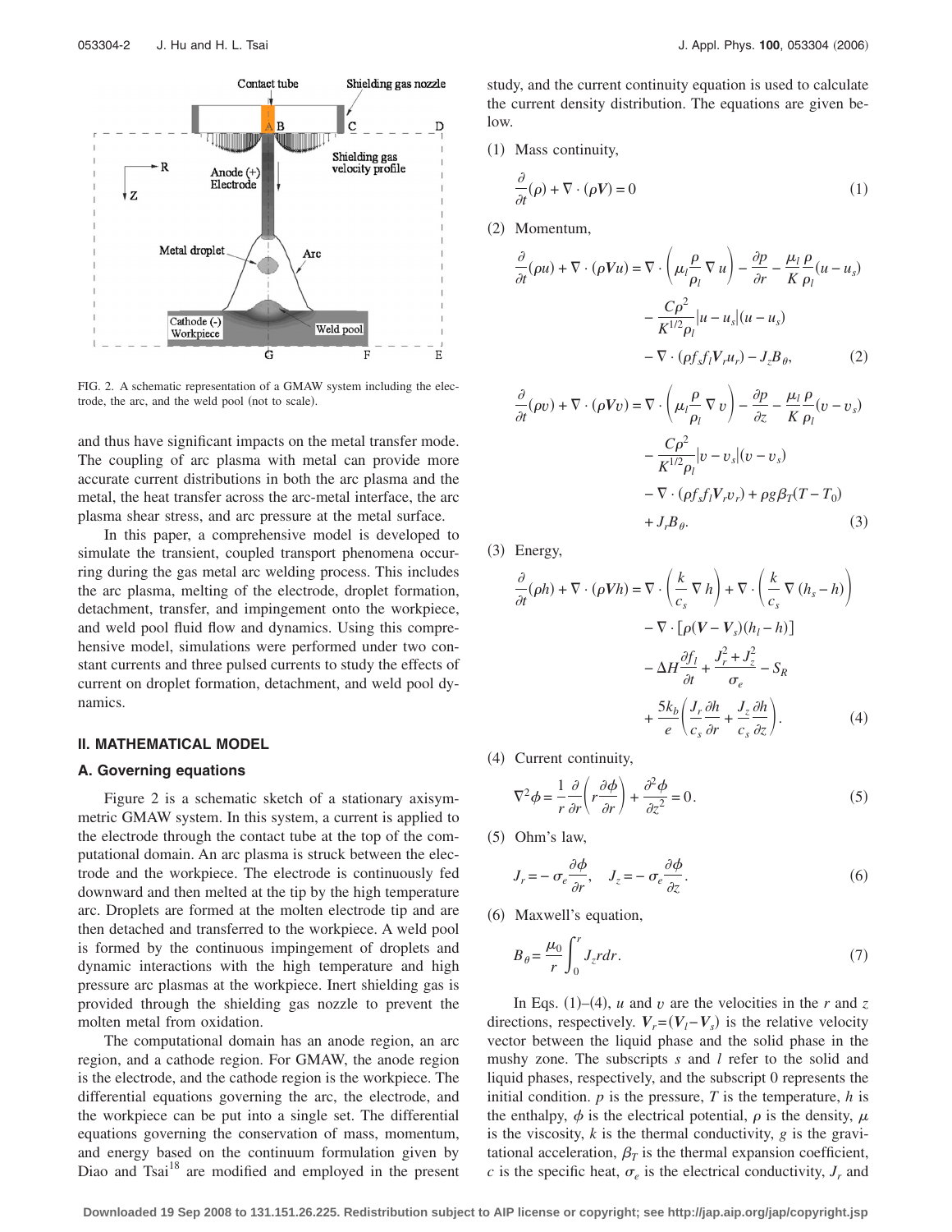FIG. 2. A schematic representation of a GMAW system including the electrode, the arc, and the weld pool (not to scale).

and thus have significant impacts on the metal transfer mode. The coupling of arc plasma with metal can provide more accurate current distributions in both the arc plasma and the metal, the heat transfer across the arc-metal interface, the arc plasma shear stress, and arc pressure at the metal surface.

In this paper, a comprehensive model is developed to simulate the transient, coupled transport phenomena occurring during the gas metal arc welding process. This includes the arc plasma, melting of the electrode, droplet formation, detachment, transfer, and impingement onto the workpiece, and weld pool fluid flow and dynamics. Using this comprehensive model, simulations were performed under two constant currents and three pulsed currents to study the effects of current on droplet formation, detachment, and weld pool dynamics.

## II. MATHEMATICAL MODEL

### A. Governing equations

Figure 2 is a schematic sketch of a stationary axisymmetric GMAW system. In this system, a current is applied to the electrode through the contact tube at the top of the computational domain. An arc plasma is struck between the electrode and the workpiece. The electrode is continuously fed downward and then melted at the tip by the high temperature arc. Droplets are formed at the molten electrode tip and are then detached and transferred to the workpiece. A weld pool is formed by the continuous impingement of droplets and dynamic interactions with the high temperature and high pressure arc plasmas at the workpiece. Inert shielding gas is provided through the shielding gas nozzle to prevent the molten metal from oxidation.

The computational domain has an anode region, an arc region, and a cathode region. For GMAW, the anode region is the electrode, and the cathode region is the workpiece. The differential equations governing the arc, the electrode, and the workpiece can be put into a single set. The differential equations governing the conservation of mass, momentum, and energy based on the continuum formulation given by Diao and Tsai[18] are modified and employed in the present study, and the current continuity equation is used to calculate the current density distribution. The equations are given below.

(1) Mass continuity,

$$\frac{\partial}{\partial t}(\rho) + \nabla \cdot (\rho \boldsymbol{V}) = 0 \tag{1}$$

(2) Momentum,

$$\begin{aligned}\frac{\partial}{\partial t}(\rho u) + \nabla \cdot (\rho \boldsymbol{V} u) = {} & \nabla \cdot \left( \mu_l \frac{\rho}{\rho_l} \nabla u \right) - \frac{\partial p}{\partial r} - \frac{\mu_l}{K} \frac{\rho}{\rho_l}(u - u_s) \\ & - \frac{C\rho^2}{K^{1/2}\rho_l}|u - u_s|(u - u_s) \\ & - \nabla \cdot (\rho f_s f_l \boldsymbol{V}_r u_r) - J_z B_\theta,\end{aligned} \tag{2}$$

$$\begin{aligned}\frac{\partial}{\partial t}(\rho v) + \nabla \cdot (\rho \boldsymbol{V} v) = {} & \nabla \cdot \left( \mu_l \frac{\rho}{\rho_l} \nabla v \right) - \frac{\partial p}{\partial z} - \frac{\mu_l}{K} \frac{\rho}{\rho_l}(v - v_s) \\ & - \frac{C\rho^2}{K^{1/2}\rho_l}|v - v_s|(v - v_s) \\ & - \nabla \cdot (\rho f_s f_l \boldsymbol{V}_r v_r) + \rho g \beta_T (T - T_0) \\ & + J_r B_\theta.\end{aligned} \tag{3}$$

(3) Energy,

$$\begin{aligned}\frac{\partial}{\partial t}(\rho h) + \nabla \cdot (\rho \boldsymbol{V} h) = {} & \nabla \cdot \left( \frac{k}{c_s} \nabla h \right) + \nabla \cdot \left( \frac{k}{c_s} \nabla (h_s - h) \right) \\ & - \nabla \cdot [\rho (\boldsymbol{V} - \boldsymbol{V}_s)(h_l - h)] \\ & - \Delta H \frac{\partial f_l}{\partial t} + \frac{J_r^2 + J_z^2}{\sigma_e} - S_R \\ & + \frac{5k_b}{e}\left( \frac{J_r}{c_s}\frac{\partial h}{\partial r} + \frac{J_z}{c_s}\frac{\partial h}{\partial z} \right).\end{aligned} \tag{4}$$

(4) Current continuity,

$$\nabla^2 \phi = \frac{1}{r}\frac{\partial}{\partial r}\left( r \frac{\partial \phi}{\partial r} \right) + \frac{\partial^2 \phi}{\partial z^2} = 0. \tag{5}$$

(5) Ohm's law,

$$J_r = -\sigma_e \frac{\partial \phi}{\partial r}, \quad J_z = -\sigma_e \frac{\partial \phi}{\partial z}. \tag{6}$$

(6) Maxwell's equation,

$$B_\theta = \frac{\mu_0}{r}\int_0^r J_z r dr. \tag{7}$$

In Eqs. (1)–(4), $u$ and $v$ are the velocities in the $r$ and $z$ directions, respectively. $\boldsymbol{V}_r = (\boldsymbol{V}_l - \boldsymbol{V}_s)$ is the relative velocity vector between the liquid phase and the solid phase in the mushy zone. The subscripts $s$ and $l$ refer to the solid and liquid phases, respectively, and the subscript 0 represents the initial condition. $p$ is the pressure, $T$ is the temperature, $h$ is the enthalpy, $\phi$ is the electrical potential, $\rho$ is the density, $\mu$ is the viscosity, $k$ is the thermal conductivity, $g$ is the gravitational acceleration, $\beta_T$ is the thermal expansion coefficient, $c$ is the specific heat, $\sigma_e$ is the electrical conductivity, $J_r$ and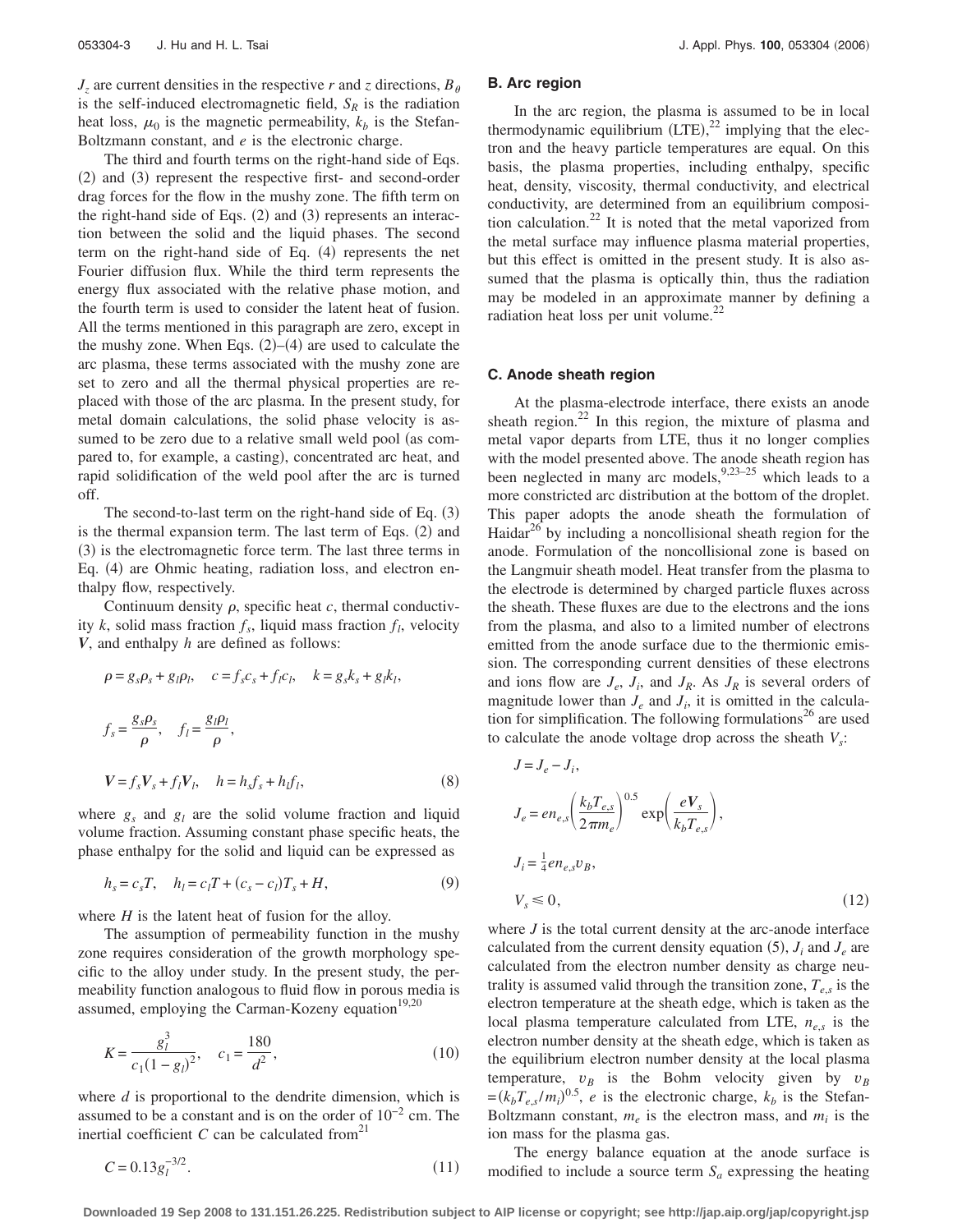$J_z$ are current densities in the respective $r$ and $z$ directions, $B_\theta$ is the self-induced electromagnetic field, $S_R$ is the radiation heat loss, $\mu_0$ is the magnetic permeability, $k_b$ is the Stefan-Boltzmann constant, and $e$ is the electronic charge.

The third and fourth terms on the right-hand side of Eqs. (2) and (3) represent the respective first- and second-order drag forces for the flow in the mushy zone. The fifth term on the right-hand side of Eqs. (2) and (3) represents an interaction between the solid and the liquid phases. The second term on the right-hand side of Eq. (4) represents the net Fourier diffusion flux. While the third term represents the energy flux associated with the relative phase motion, and the fourth term is used to consider the latent heat of fusion. All the terms mentioned in this paragraph are zero, except in the mushy zone. When Eqs. (2)–(4) are used to calculate the arc plasma, these terms associated with the mushy zone are set to zero and all the thermal physical properties are replaced with those of the arc plasma. In the present study, for metal domain calculations, the solid phase velocity is assumed to be zero due to a relative small weld pool (as compared to, for example, a casting), concentrated arc heat, and rapid solidification of the weld pool after the arc is turned off.

The second-to-last term on the right-hand side of Eq. (3) is the thermal expansion term. The last term of Eqs. (2) and (3) is the electromagnetic force term. The last three terms in Eq. (4) are Ohmic heating, radiation loss, and electron enthalpy flow, respectively.

Continuum density $\rho$, specific heat $c$, thermal conductivity $k$, solid mass fraction $f_s$, liquid mass fraction $f_l$, velocity $\boldsymbol{V}$, and enthalpy $h$ are defined as follows:

$$\rho = g_s\rho_s + g_l\rho_l, \quad c = f_s c_s + f_l c_l, \quad k = g_s k_s + g_l k_l,$$

$$f_s = \frac{g_s\rho_s}{\rho}, \quad f_l = \frac{g_l\rho_l}{\rho},$$

$$\boldsymbol{V} = f_s\boldsymbol{V}_s + f_l\boldsymbol{V}_l, \quad h = h_s f_s + h_l f_l, \tag{8}$$

where $g_s$ and $g_l$ are the solid volume fraction and liquid volume fraction. Assuming constant phase specific heats, the phase enthalpy for the solid and liquid can be expressed as

$$h_s = c_s T, \quad h_l = c_l T + (c_s - c_l)T_s + H, \tag{9}$$

where $H$ is the latent heat of fusion for the alloy.

The assumption of permeability function in the mushy zone requires consideration of the growth morphology specific to the alloy under study. In the present study, the permeability function analogous to fluid flow in porous media is assumed, employing the Carman-Kozeny equation[19,20]

$$K = \frac{g_l^3}{c_1(1-g_l)^2}, \quad c_1 = \frac{180}{d^2}, \tag{10}$$

where $d$ is proportional to the dendrite dimension, which is assumed to be a constant and is on the order of $10^{-2}$ cm. The inertial coefficient $C$ can be calculated from[21]

$$C = 0.13 g_l^{-3/2}. \tag{11}$$

### B. Arc region

In the arc region, the plasma is assumed to be in local thermodynamic equilibrium (LTE),[22] implying that the electron and the heavy particle temperatures are equal. On this basis, the plasma properties, including enthalpy, specific heat, density, viscosity, thermal conductivity, and electrical conductivity, are determined from an equilibrium composition calculation.[22] It is noted that the metal vaporized from the metal surface may influence plasma material properties, but this effect is omitted in the present study. It is also assumed that the plasma is optically thin, thus the radiation may be modeled in an approximate manner by defining a radiation heat loss per unit volume.[22]

### C. Anode sheath region

At the plasma-electrode interface, there exists an anode sheath region.[22] In this region, the mixture of plasma and metal vapor departs from LTE, thus it no longer complies with the model presented above. The anode sheath region has been neglected in many arc models,[9,23–25] which leads to a more constricted arc distribution at the bottom of the droplet. This paper adopts the anode sheath the formulation of Haidar[26] by including a noncollisional sheath region for the anode. Formulation of the noncollisional zone is based on the Langmuir sheath model. Heat transfer from the plasma to the electrode is determined by charged particle fluxes across the sheath. These fluxes are due to the electrons and the ions from the plasma, and also to a limited number of electrons emitted from the anode surface due to the thermionic emission. The corresponding current densities of these electrons and ions flow are $J_e$, $J_i$, and $J_R$. As $J_R$ is several orders of magnitude lower than $J_e$ and $J_i$, it is omitted in the calculation for simplification. The following formulations[26] are used to calculate the anode voltage drop across the sheath $V_s$:

$$J = J_e - J_i,$$

$$J_e = e n_{e,s}\left(\frac{k_b T_{e,s}}{2\pi m_e}\right)^{0.5} \exp\left(\frac{e\boldsymbol{V}_s}{k_b T_{e,s}}\right),$$

$$J_i = \tfrac{1}{4} e n_{e,s} v_B,$$

$$V_s \leq 0, \tag{12}$$

where $J$ is the total current density at the arc-anode interface calculated from the current density equation (5), $J_i$ and $J_e$ are calculated from the electron number density as charge neutrality is assumed valid through the transition zone, $T_{e,s}$ is the electron temperature at the sheath edge, which is taken as the local plasma temperature calculated from LTE, $n_{e,s}$ is the electron number density at the sheath edge, which is taken as the equilibrium electron number density at the local plasma temperature, $v_B$ is the Bohm velocity given by $v_B = (k_b T_{e,s}/m_i)^{0.5}$, $e$ is the electronic charge, $k_b$ is the Stefan-Boltzmann constant, $m_e$ is the electron mass, and $m_i$ is the ion mass for the plasma gas.

The energy balance equation at the anode surface is modified to include a source term $S_a$ expressing the heating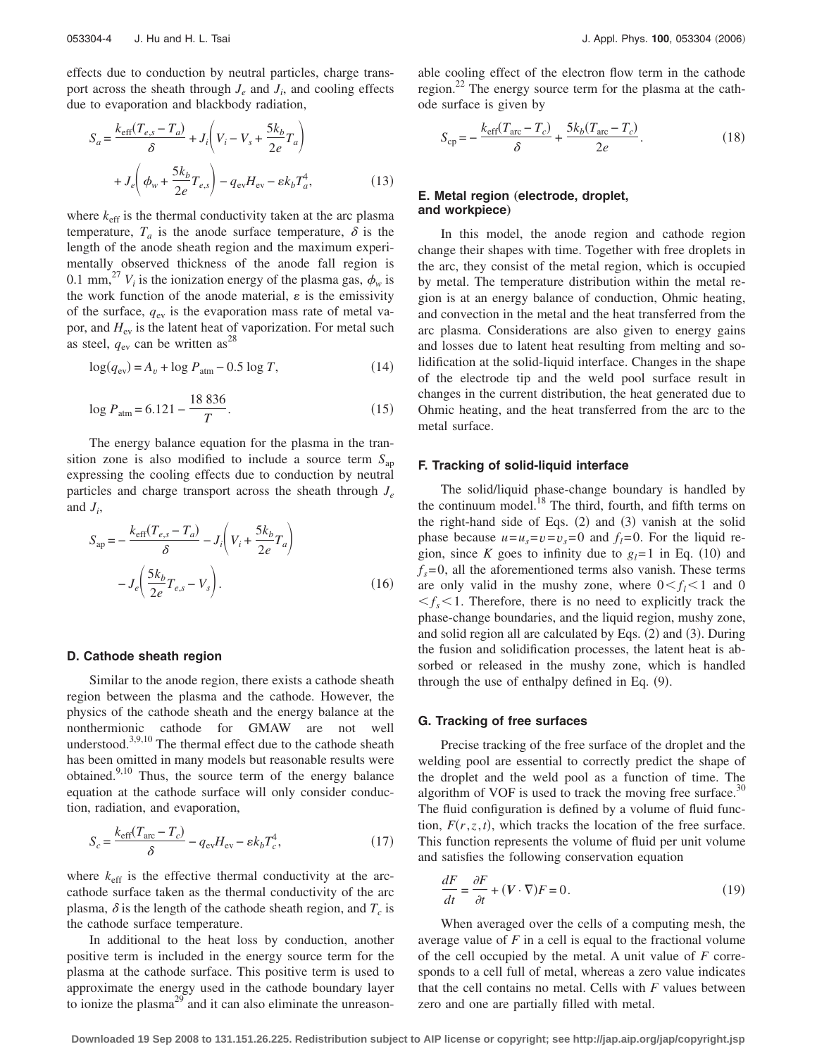effects due to conduction by neutral particles, charge transport across the sheath through $J_e$ and $J_i$, and cooling effects due to evaporation and blackbody radiation,

$$S_a = \frac{k_{\text{eff}}(T_{e,s} - T_a)}{\delta} + J_i\left(V_i - V_s + \frac{5k_b}{2e}T_a\right) + J_e\left(\phi_w + \frac{5k_b}{2e}T_{e,s}\right) - q_{\text{ev}}H_{\text{ev}} - \varepsilon k_b T_a^4, \tag{13}$$

where $k_{\text{eff}}$ is the thermal conductivity taken at the arc plasma temperature, $T_a$ is the anode surface temperature, $\delta$ is the length of the anode sheath region and the maximum experimentally observed thickness of the anode fall region is 0.1 mm,[27] $V_i$ is the ionization energy of the plasma gas, $\phi_w$ is the work function of the anode material, $\varepsilon$ is the emissivity of the surface, $q_{\text{ev}}$ is the evaporation mass rate of metal vapor, and $H_{\text{ev}}$ is the latent heat of vaporization. For metal such as steel, $q_{\text{ev}}$ can be written as[28]

$$\log(q_{\text{ev}}) = A_v + \log P_{\text{atm}} - 0.5 \log T, \tag{14}$$

$$\log P_{\text{atm}} = 6.121 - \frac{18\,836}{T}. \tag{15}$$

The energy balance equation for the plasma in the transition zone is also modified to include a source term $S_{\text{ap}}$ expressing the cooling effects due to conduction by neutral particles and charge transport across the sheath through $J_e$ and $J_i$,

$$S_{\text{ap}} = -\frac{k_{\text{eff}}(T_{e,s} - T_a)}{\delta} - J_i\left(V_i + \frac{5k_b}{2e}T_a\right) - J_e\left(\frac{5k_b}{2e}T_{e,s} - V_s\right). \tag{16}$$

### D. Cathode sheath region

Similar to the anode region, there exists a cathode sheath region between the plasma and the cathode. However, the physics of the cathode sheath and the energy balance at the nonthermionic cathode for GMAW are not well understood.[3,9,10] The thermal effect due to the cathode sheath has been omitted in many models but reasonable results were obtained.[9,10] Thus, the source term of the energy balance equation at the cathode surface will only consider conduction, radiation, and evaporation,

$$S_c = \frac{k_{\text{eff}}(T_{\text{arc}} - T_c)}{\delta} - q_{\text{ev}}H_{\text{ev}} - \varepsilon k_b T_c^4, \tag{17}$$

where $k_{\text{eff}}$ is the effective thermal conductivity at the arc-cathode surface taken as the thermal conductivity of the arc plasma, $\delta$ is the length of the cathode sheath region, and $T_c$ is the cathode surface temperature.

In additional to the heat loss by conduction, another positive term is included in the energy source term for the plasma at the cathode surface. This positive term is used to approximate the energy used in the cathode boundary layer to ionize the plasma[29] and it can also eliminate the unreasonable cooling effect of the electron flow term in the cathode region.[22] The energy source term for the plasma at the cathode surface is given by

$$S_{\text{cp}} = -\frac{k_{\text{eff}}(T_{\text{arc}} - T_c)}{\delta} + \frac{5k_b(T_{\text{arc}} - T_c)}{2e}. \tag{18}$$

### E. Metal region (electrode, droplet, and workpiece)

In this model, the anode region and cathode region change their shapes with time. Together with free droplets in the arc, they consist of the metal region, which is occupied by metal. The temperature distribution within the metal region is at an energy balance of conduction, Ohmic heating, and convection in the metal and the heat transferred from the arc plasma. Considerations are also given to energy gains and losses due to latent heat resulting from melting and solidification at the solid-liquid interface. Changes in the shape of the electrode tip and the weld pool surface result in changes in the current distribution, the heat generated due to Ohmic heating, and the heat transferred from the arc to the metal surface.

### F. Tracking of solid-liquid interface

The solid/liquid phase-change boundary is handled by the continuum model.[18] The third, fourth, and fifth terms on the right-hand side of Eqs. (2) and (3) vanish at the solid phase because $u = u_s = v = v_s = 0$ and $f_l = 0$. For the liquid region, since $K$ goes to infinity due to $g_l = 1$ in Eq. (10) and $f_s = 0$, all the aforementioned terms also vanish. These terms are only valid in the mushy zone, where $0 < f_l < 1$ and $0 < f_s < 1$. Therefore, there is no need to explicitly track the phase-change boundaries, and the liquid region, mushy zone, and solid region all are calculated by Eqs. (2) and (3). During the fusion and solidification processes, the latent heat is absorbed or released in the mushy zone, which is handled through the use of enthalpy defined in Eq. (9).

### G. Tracking of free surfaces

Precise tracking of the free surface of the droplet and the welding pool are essential to correctly predict the shape of the droplet and the weld pool as a function of time. The algorithm of VOF is used to track the moving free surface.[30] The fluid configuration is defined by a volume of fluid function, $F(r, z, t)$, which tracks the location of the free surface. This function represents the volume of fluid per unit volume and satisfies the following conservation equation

$$\frac{dF}{dt} = \frac{\partial F}{\partial t} + (\boldsymbol{V} \cdot \nabla)F = 0. \tag{19}$$

When averaged over the cells of a computing mesh, the average value of $F$ in a cell is equal to the fractional volume of the cell occupied by the metal. A unit value of $F$ corresponds to a cell full of metal, whereas a zero value indicates that the cell contains no metal. Cells with $F$ values between zero and one are partially filled with metal.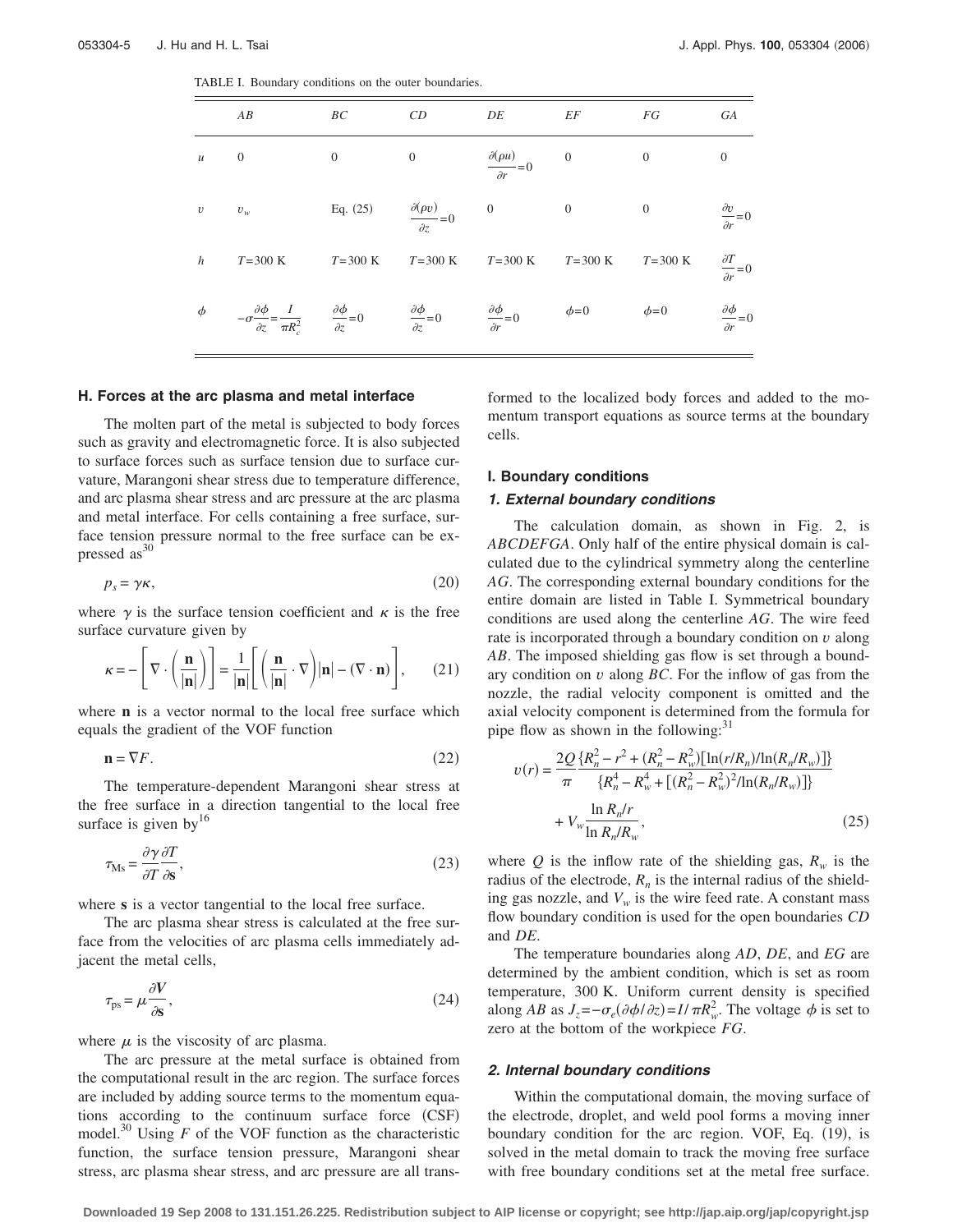TABLE I. Boundary conditions on the outer boundaries.

| | $AB$ | $BC$ | $CD$ | $DE$ | $EF$ | $FG$ | $GA$ |
|---|---|---|---|---|---|---|---|
| $u$ | 0 | 0 | 0 | $\dfrac{\partial(\rho u)}{\partial r}=0$ | 0 | 0 | 0 |
| $v$ | $v_w$ | Eq. (25) | $\dfrac{\partial(\rho v)}{\partial z}=0$ | 0 | 0 | 0 | $\dfrac{\partial v}{\partial r}=0$ |
| $h$ | $T=300$ K | $T=300$ K | $T=300$ K | $T=300$ K | $T=300$ K | $T=300$ K | $\dfrac{\partial T}{\partial r}=0$ |
| $\phi$ | $-\sigma\dfrac{\partial \phi}{\partial z}=\dfrac{I}{\pi R_c^2}$ | $\dfrac{\partial \phi}{\partial z}=0$ | $\dfrac{\partial \phi}{\partial z}=0$ | $\dfrac{\partial \phi}{\partial r}=0$ | $\phi=0$ | $\phi=0$ | $\dfrac{\partial \phi}{\partial r}=0$ |

### H. Forces at the arc plasma and metal interface

The molten part of the metal is subjected to body forces such as gravity and electromagnetic force. It is also subjected to surface forces such as surface tension due to surface curvature, Marangoni shear stress due to temperature difference, and arc plasma shear stress and arc pressure at the arc plasma and metal interface. For cells containing a free surface, surface tension pressure normal to the free surface can be expressed as[30]

$$p_s = \gamma \kappa, \tag{20}$$

where $\gamma$ is the surface tension coefficient and $\kappa$ is the free surface curvature given by

$$\kappa = -\left[\nabla \cdot \left(\frac{\mathbf{n}}{|\mathbf{n}|}\right)\right] = \frac{1}{|\mathbf{n}|}\left[\left(\frac{\mathbf{n}}{|\mathbf{n}|}\cdot \nabla\right)|\mathbf{n}| - (\nabla \cdot \mathbf{n})\right], \tag{21}$$

where $\mathbf{n}$ is a vector normal to the local free surface which equals the gradient of the VOF function

$$\mathbf{n} = \nabla F. \tag{22}$$

The temperature-dependent Marangoni shear stress at the free surface in a direction tangential to the local free surface is given by[16]

$$\tau_{\mathrm{Ms}} = \frac{\partial \gamma}{\partial T}\frac{\partial T}{\partial \mathbf{s}}, \tag{23}$$

where $\mathbf{s}$ is a vector tangential to the local free surface.

The arc plasma shear stress is calculated at the free surface from the velocities of arc plasma cells immediately adjacent the metal cells,

$$\tau_{\mathrm{ps}} = \mu \frac{\partial \mathbf{V}}{\partial \mathbf{s}}, \tag{24}$$

where $\mu$ is the viscosity of arc plasma.

The arc pressure at the metal surface is obtained from the computational result in the arc region. The surface forces are included by adding source terms to the momentum equations according to the continuum surface force (CSF) model.[30] Using $F$ of the VOF function as the characteristic function, the surface tension pressure, Marangoni shear stress, arc plasma shear stress, and arc pressure are all transformed to the localized body forces and added to the momentum transport equations as source terms at the boundary cells.

### I. Boundary conditions

#### *1. External boundary conditions*

The calculation domain, as shown in Fig. 2, is *ABCDEFGA*. Only half of the entire physical domain is calculated due to the cylindrical symmetry along the centerline *AG*. The corresponding external boundary conditions for the entire domain are listed in Table I. Symmetrical boundary conditions are used along the centerline *AG*. The wire feed rate is incorporated through a boundary condition on $v$ along *AB*. The imposed shielding gas flow is set through a boundary condition on $v$ along *BC*. For the inflow of gas from the nozzle, the radial velocity component is omitted and the axial velocity component is determined from the formula for pipe flow as shown in the following:[31]

$$v(r) = \frac{2Q}{\pi}\frac{\{R_n^2 - r^2 + (R_n^2 - R_w^2)[\ln(r/R_n)/\ln(R_n/R_w)]\}}{\{R_n^4 - R_w^4 + [(R_n^2 - R_w^2)^2/\ln(R_n/R_w)]\}} + V_w \frac{\ln R_n/r}{\ln R_n/R_w}, \tag{25}$$

where $Q$ is the inflow rate of the shielding gas, $R_w$ is the radius of the electrode, $R_n$ is the internal radius of the shielding gas nozzle, and $V_w$ is the wire feed rate. A constant mass flow boundary condition is used for the open boundaries *CD* and *DE*.

The temperature boundaries along *AD*, *DE*, and *EG* are determined by the ambient condition, which is set as room temperature, 300 K. Uniform current density is specified along *AB* as $J_z = -\sigma_e(\partial \phi/\partial z) = I/\pi R_w^2$. The voltage $\phi$ is set to zero at the bottom of the workpiece *FG*.

#### *2. Internal boundary conditions*

Within the computational domain, the moving surface of the electrode, droplet, and weld pool forms a moving inner boundary condition for the arc region. VOF, Eq. (19), is solved in the metal domain to track the moving free surface with free boundary conditions set at the metal free surface.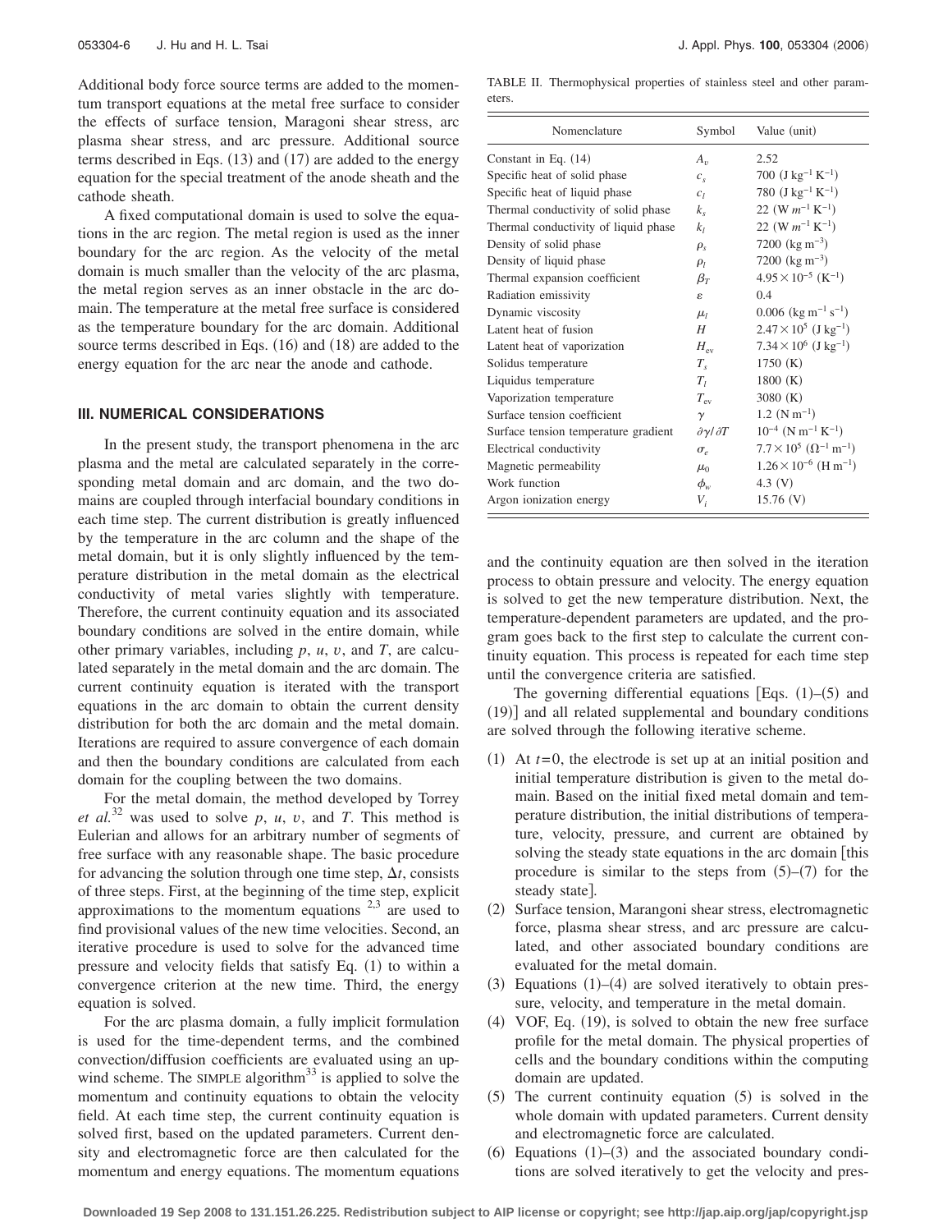Additional body force source terms are added to the momentum transport equations at the metal free surface to consider the effects of surface tension, Maragoni shear stress, arc plasma shear stress, and arc pressure. Additional source terms described in Eqs. (13) and (17) are added to the energy equation for the special treatment of the anode sheath and the cathode sheath.

A fixed computational domain is used to solve the equations in the arc region. The metal region is used as the inner boundary for the arc region. As the velocity of the metal domain is much smaller than the velocity of the arc plasma, the metal region serves as an inner obstacle in the arc domain. The temperature at the metal free surface is considered as the temperature boundary for the arc domain. Additional source terms described in Eqs. (16) and (18) are added to the energy equation for the arc near the anode and cathode.

## III. NUMERICAL CONSIDERATIONS

In the present study, the transport phenomena in the arc plasma and the metal are calculated separately in the corresponding metal domain and arc domain, and the two domains are coupled through interfacial boundary conditions in each time step. The current distribution is greatly influenced by the temperature in the arc column and the shape of the metal domain, but it is only slightly influenced by the temperature distribution in the metal domain as the electrical conductivity of metal varies slightly with temperature. Therefore, the current continuity equation and its associated boundary conditions are solved in the entire domain, while other primary variables, including $p$, $u$, $v$, and $T$, are calculated separately in the metal domain and the arc domain. The current continuity equation is iterated with the transport equations in the arc domain to obtain the current density distribution for both the arc domain and the metal domain. Iterations are required to assure convergence of each domain and then the boundary conditions are calculated from each domain for the coupling between the two domains.

For the metal domain, the method developed by Torrey *et al.*[32] was used to solve $p$, $u$, $v$, and $T$. This method is Eulerian and allows for an arbitrary number of segments of free surface with any reasonable shape. The basic procedure for advancing the solution through one time step, $\Delta t$, consists of three steps. First, at the beginning of the time step, explicit approximations to the momentum equations [2,3] are used to find provisional values of the new time velocities. Second, an iterative procedure is used to solve for the advanced time pressure and velocity fields that satisfy Eq. (1) to within a convergence criterion at the new time. Third, the energy equation is solved.

For the arc plasma domain, a fully implicit formulation is used for the time-dependent terms, and the combined convection/diffusion coefficients are evaluated using an upwind scheme. The SIMPLE algorithm[33] is applied to solve the momentum and continuity equations to obtain the velocity field. At each time step, the current continuity equation is solved first, based on the updated parameters. Current density and electromagnetic force are then calculated for the momentum and energy equations. The momentum equations and the continuity equation are then solved in the iteration process to obtain pressure and velocity. The energy equation is solved to get the new temperature distribution. Next, the temperature-dependent parameters are updated, and the program goes back to the first step to calculate the current continuity equation. This process is repeated for each time step until the convergence criteria are satisfied.

TABLE II. Thermophysical properties of stainless steel and other parameters.

| Nomenclature | Symbol | Value (unit) |
|---|---|---|
| Constant in Eq. (14) | $A_v$ | 2.52 |
| Specific heat of solid phase | $c_s$ | 700 ($\mathrm{J\,kg^{-1}\,K^{-1}}$) |
| Specific heat of liquid phase | $c_l$ | 780 ($\mathrm{J\,kg^{-1}\,K^{-1}}$) |
| Thermal conductivity of solid phase | $k_s$ | 22 ($\mathrm{W\,m^{-1}\,K^{-1}}$) |
| Thermal conductivity of liquid phase | $k_l$ | 22 ($\mathrm{W\,m^{-1}\,K^{-1}}$) |
| Density of solid phase | $\rho_s$ | 7200 ($\mathrm{kg\,m^{-3}}$) |
| Density of liquid phase | $\rho_l$ | 7200 ($\mathrm{kg\,m^{-3}}$) |
| Thermal expansion coefficient | $\beta_T$ | $4.95\times10^{-5}$ ($\mathrm{K^{-1}}$) |
| Radiation emissivity | $\varepsilon$ | 0.4 |
| Dynamic viscosity | $\mu_l$ | 0.006 ($\mathrm{kg\,m^{-1}\,s^{-1}}$) |
| Latent heat of fusion | $H$ | $2.47\times10^{5}$ ($\mathrm{J\,kg^{-1}}$) |
| Latent heat of vaporization | $H_{\mathrm{ev}}$ | $7.34\times10^{6}$ ($\mathrm{J\,kg^{-1}}$) |
| Solidus temperature | $T_s$ | 1750 (K) |
| Liquidus temperature | $T_l$ | 1800 (K) |
| Vaporization temperature | $T_{\mathrm{ev}}$ | 3080 (K) |
| Surface tension coefficient | $\gamma$ | 1.2 ($\mathrm{N\,m^{-1}}$) |
| Surface tension temperature gradient | $\partial\gamma/\partial T$ | $10^{-4}$ ($\mathrm{N\,m^{-1}\,K^{-1}}$) |
| Electrical conductivity | $\sigma_e$ | $7.7\times10^{5}$ ($\Omega^{-1}\,\mathrm{m^{-1}}$) |
| Magnetic permeability | $\mu_0$ | $1.26\times10^{-6}$ ($\mathrm{H\,m^{-1}}$) |
| Work function | $\phi_w$ | 4.3 (V) |
| Argon ionization energy | $V_i$ | 15.76 (V) |

The governing differential equations [Eqs. (1)–(5) and (19)] and all related supplemental and boundary conditions are solved through the following iterative scheme.

1. At $t=0$, the electrode is set up at an initial position and initial temperature distribution is given to the metal domain. Based on the initial fixed metal domain and temperature distribution, the initial distributions of temperature, velocity, pressure, and current are obtained by solving the steady state equations in the arc domain [this procedure is similar to the steps from (5)–(7) for the steady state].
2. Surface tension, Marangoni shear stress, electromagnetic force, plasma shear stress, and arc pressure are calculated, and other associated boundary conditions are evaluated for the metal domain.
3. Equations (1)–(4) are solved iteratively to obtain pressure, velocity, and temperature in the metal domain.
4. VOF, Eq. (19), is solved to obtain the new free surface profile for the metal domain. The physical properties of cells and the boundary conditions within the computing domain are updated.
5. The current continuity equation (5) is solved in the whole domain with updated parameters. Current density and electromagnetic force are calculated.
6. Equations (1)–(3) and the associated boundary conditions are solved iteratively to get the velocity and pres-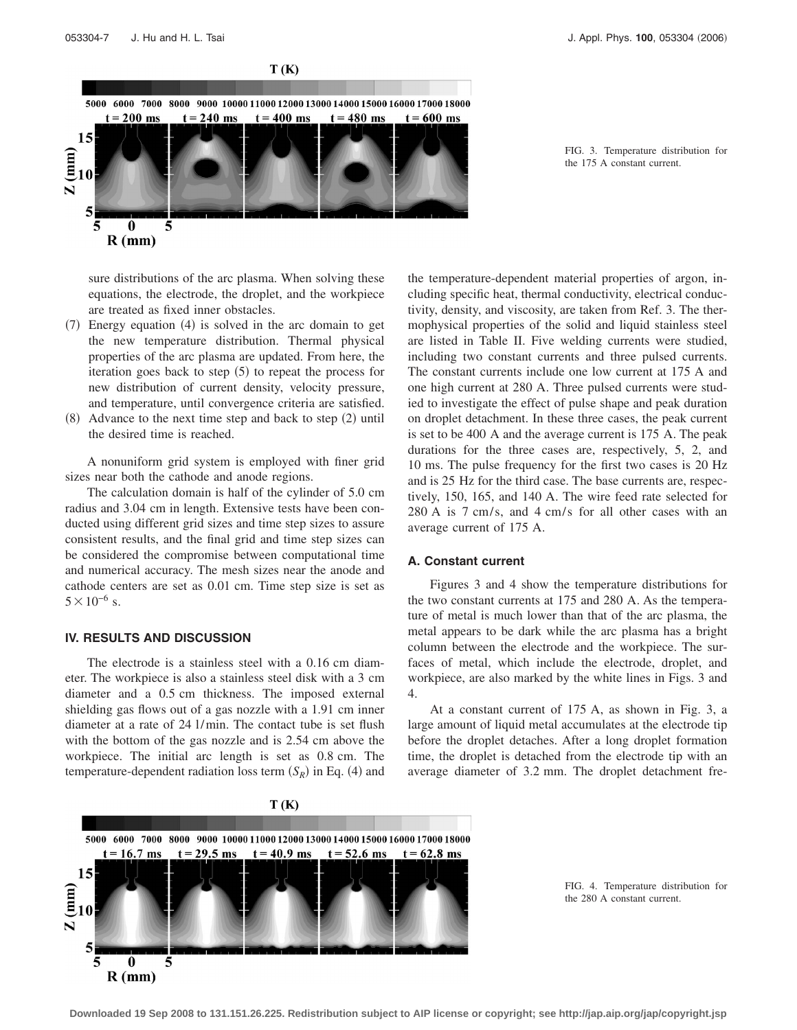FIG. 3. Temperature distribution for the 175 A constant current.

sure distributions of the arc plasma. When solving these equations, the electrode, the droplet, and the workpiece are treated as fixed inner obstacles.

(7) Energy equation (4) is solved in the arc domain to get the new temperature distribution. Thermal physical properties of the arc plasma are updated. From here, the iteration goes back to step (5) to repeat the process for new distribution of current density, velocity pressure, and temperature, until convergence criteria are satisfied.

(8) Advance to the next time step and back to step (2) until the desired time is reached.

A nonuniform grid system is employed with finer grid sizes near both the cathode and anode regions.

The calculation domain is half of the cylinder of 5.0 cm radius and 3.04 cm in length. Extensive tests have been conducted using different grid sizes and time step sizes to assure consistent results, and the final grid and time step sizes can be considered the compromise between computational time and numerical accuracy. The mesh sizes near the anode and cathode centers are set as 0.01 cm. Time step size is set as $5\times10^{-6}$ s.

## IV. RESULTS AND DISCUSSION

The electrode is a stainless steel with a 0.16 cm diameter. The workpiece is also a stainless steel disk with a 3 cm diameter and a 0.5 cm thickness. The imposed external shielding gas flows out of a gas nozzle with a 1.91 cm inner diameter at a rate of 24 l/min. The contact tube is set flush with the bottom of the gas nozzle and is 2.54 cm above the workpiece. The initial arc length is set as 0.8 cm. The temperature-dependent radiation loss term ($S_R$) in Eq. (4) and the temperature-dependent material properties of argon, including specific heat, thermal conductivity, electrical conductivity, density, and viscosity, are taken from Ref. 3. The thermophysical properties of the solid and liquid stainless steel are listed in Table II. Five welding currents were studied, including two constant currents and three pulsed currents. The constant currents include one low current at 175 A and one high current at 280 A. Three pulsed currents were studied to investigate the effect of pulse shape and peak duration on droplet detachment. In these three cases, the peak current is set to be 400 A and the average current is 175 A. The peak durations for the three cases are, respectively, 5, 2, and 10 ms. The pulse frequency for the first two cases is 20 Hz and is 25 Hz for the third case. The base currents are, respectively, 150, 165, and 140 A. The wire feed rate selected for 280 A is 7 cm/s, and 4 cm/s for all other cases with an average current of 175 A.

### A. Constant current

Figures 3 and 4 show the temperature distributions for the two constant currents at 175 and 280 A. As the temperature of metal is much lower than that of the arc plasma, the metal appears to be dark while the arc plasma has a bright column between the electrode and the workpiece. The surfaces of metal, which include the electrode, droplet, and workpiece, are also marked by the white lines in Figs. 3 and 4.

At a constant current of 175 A, as shown in Fig. 3, a large amount of liquid metal accumulates at the electrode tip before the droplet detaches. After a long droplet formation time, the droplet is detached from the electrode tip with an average diameter of 3.2 mm. The droplet detachment fre-

FIG. 4. Temperature distribution for the 280 A constant current.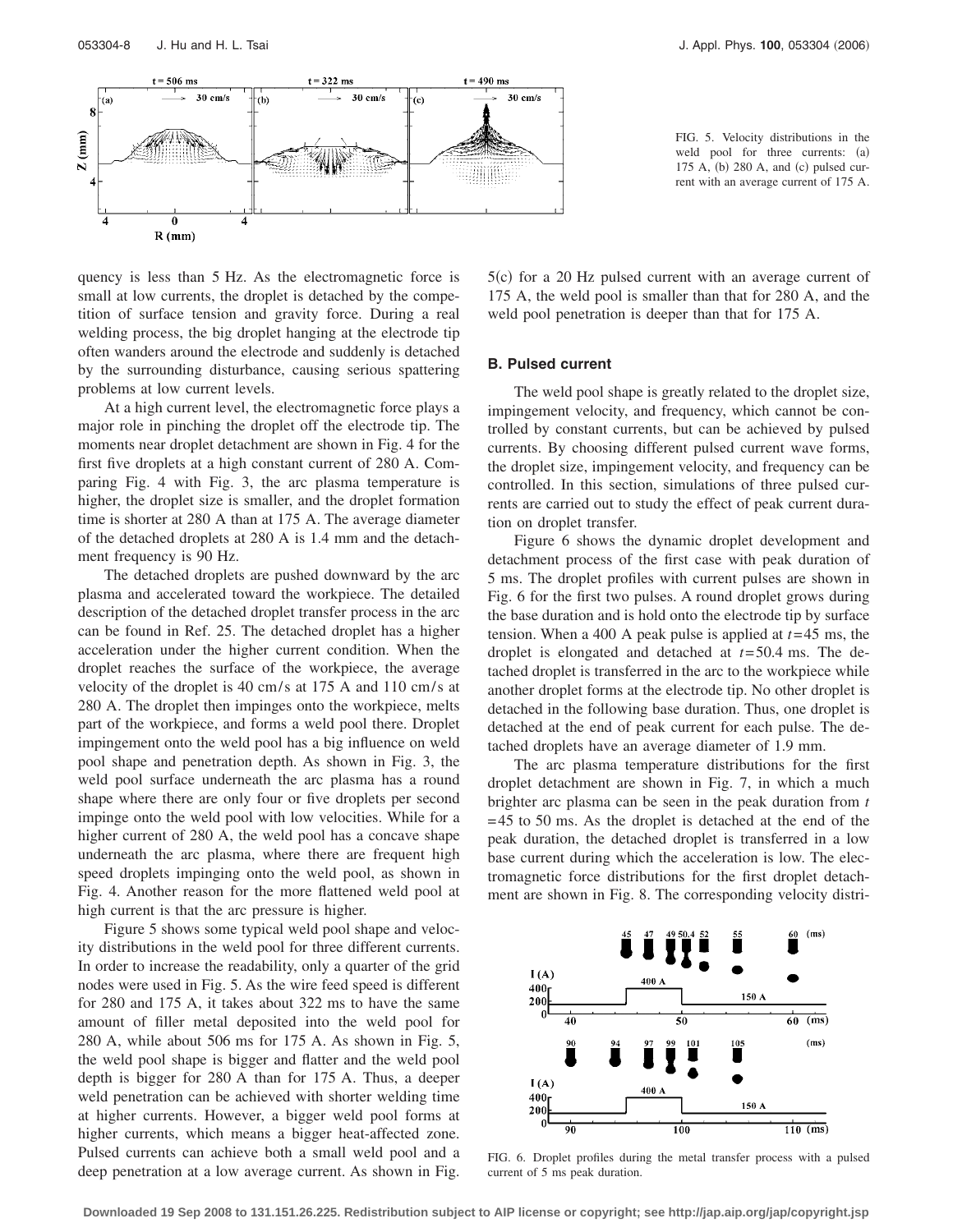FIG. 5. Velocity distributions in the weld pool for three currents: (a) 175 A, (b) 280 A, and (c) pulsed current with an average current of 175 A.

quency is less than 5 Hz. As the electromagnetic force is small at low currents, the droplet is detached by the competition of surface tension and gravity force. During a real welding process, the big droplet hanging at the electrode tip often wanders around the electrode and suddenly is detached by the surrounding disturbance, causing serious spattering problems at low current levels.

At a high current level, the electromagnetic force plays a major role in pinching the droplet off the electrode tip. The moments near droplet detachment are shown in Fig. 4 for the first five droplets at a high constant current of 280 A. Comparing Fig. 4 with Fig. 3, the arc plasma temperature is higher, the droplet size is smaller, and the droplet formation time is shorter at 280 A than at 175 A. The average diameter of the detached droplets at 280 A is 1.4 mm and the detachment frequency is 90 Hz.

The detached droplets are pushed downward by the arc plasma and accelerated toward the workpiece. The detailed description of the detached droplet transfer process in the arc can be found in Ref. 25. The detached droplet has a higher acceleration under the higher current condition. When the droplet reaches the surface of the workpiece, the average velocity of the droplet is 40 cm/s at 175 A and 110 cm/s at 280 A. The droplet then impinges onto the workpiece, melts part of the workpiece, and forms a weld pool there. Droplet impingement onto the weld pool has a big influence on weld pool shape and penetration depth. As shown in Fig. 3, the weld pool surface underneath the arc plasma has a round shape where there are only four or five droplets per second impinge onto the weld pool with low velocities. While for a higher current of 280 A, the weld pool has a concave shape underneath the arc plasma, where there are frequent high speed droplets impinging onto the weld pool, as shown in Fig. 4. Another reason for the more flattened weld pool at high current is that the arc pressure is higher.

Figure 5 shows some typical weld pool shape and velocity distributions in the weld pool for three different currents. In order to increase the readability, only a quarter of the grid nodes were used in Fig. 5. As the wire feed speed is different for 280 and 175 A, it takes about 322 ms to have the same amount of filler metal deposited into the weld pool for 280 A, while about 506 ms for 175 A. As shown in Fig. 5, the weld pool shape is bigger and flatter and the weld pool depth is bigger for 280 A than for 175 A. Thus, a deeper weld penetration can be achieved with shorter welding time at higher currents. However, a bigger weld pool forms at higher currents, which means a bigger heat-affected zone. Pulsed currents can achieve both a small weld pool and a deep penetration at a low average current. As shown in Fig. 5(c) for a 20 Hz pulsed current with an average current of 175 A, the weld pool is smaller than that for 280 A, and the weld pool penetration is deeper than that for 175 A.

### B. Pulsed current

The weld pool shape is greatly related to the droplet size, impingement velocity, and frequency, which cannot be controlled by constant currents, but can be achieved by pulsed currents. By choosing different pulsed current wave forms, the droplet size, impingement velocity, and frequency can be controlled. In this section, simulations of three pulsed currents are carried out to study the effect of peak current duration on droplet transfer.

Figure 6 shows the dynamic droplet development and detachment process of the first case with peak duration of 5 ms. The droplet profiles with current pulses are shown in Fig. 6 for the first two pulses. A round droplet grows during the base duration and is hold onto the electrode tip by surface tension. When a 400 A peak pulse is applied at $t=45$ ms, the droplet is elongated and detached at $t=50.4$ ms. The detached droplet is transferred in the arc to the workpiece while another droplet forms at the electrode tip. No other droplet is detached in the following base duration. Thus, one droplet is detached at the end of peak current for each pulse. The detached droplets have an average diameter of 1.9 mm.

The arc plasma temperature distributions for the first droplet detachment are shown in Fig. 7, in which a much brighter arc plasma can be seen in the peak duration from $t=45$ to 50 ms. As the droplet is detached at the end of the peak duration, the detached droplet is transferred in a low base current during which the acceleration is low. The electromagnetic force distributions for the first droplet detachment are shown in Fig. 8. The corresponding velocity distri-

FIG. 6. Droplet profiles during the metal transfer process with a pulsed current of 5 ms peak duration.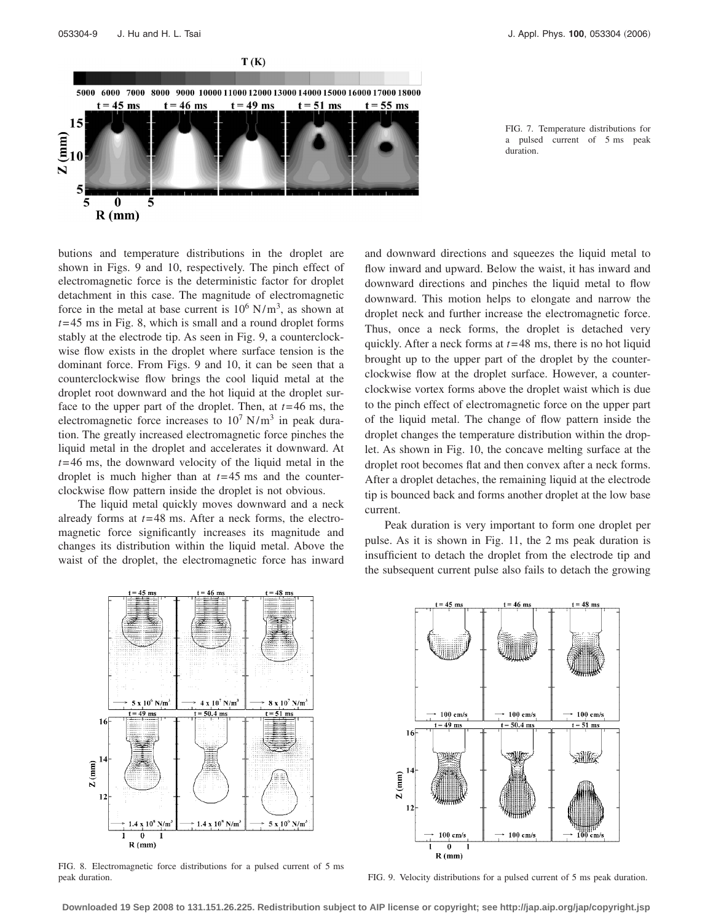FIG. 7. Temperature distributions for a pulsed current of 5 ms peak duration.

butions and temperature distributions in the droplet are shown in Figs. 9 and 10, respectively. The pinch effect of electromagnetic force is the deterministic factor for droplet detachment in this case. The magnitude of electromagnetic force in the metal at base current is $10^6$ N/m$^3$, as shown at $t$=45 ms in Fig. 8, which is small and a round droplet forms stably at the electrode tip. As seen in Fig. 9, a counterclockwise flow exists in the droplet where surface tension is the dominant force. From Figs. 9 and 10, it can be seen that a counterclockwise flow brings the cool liquid metal at the droplet root downward and the hot liquid at the droplet surface to the upper part of the droplet. Then, at $t$=46 ms, the electromagnetic force increases to $10^7$ N/m$^3$ in peak duration. The greatly increased electromagnetic force pinches the liquid metal in the droplet and accelerates it downward. At $t$=46 ms, the downward velocity of the liquid metal in the droplet is much higher than at $t$=45 ms and the counterclockwise flow pattern inside the droplet is not obvious.

The liquid metal quickly moves downward and a neck already forms at $t$=48 ms. After a neck forms, the electromagnetic force significantly increases its magnitude and changes its distribution within the liquid metal. Above the waist of the droplet, the electromagnetic force has inward and downward directions and squeezes the liquid metal to flow inward and upward. Below the waist, it has inward and downward directions and pinches the liquid metal to flow downward. This motion helps to elongate and narrow the droplet neck and further increase the electromagnetic force. Thus, once a neck forms, the droplet is detached very quickly. After a neck forms at $t$=48 ms, there is no hot liquid brought up to the upper part of the droplet by the counterclockwise flow at the droplet surface. However, a counterclockwise vortex forms above the droplet waist which is due to the pinch effect of electromagnetic force on the upper part of the liquid metal. The change of flow pattern inside the droplet changes the temperature distribution within the droplet. As shown in Fig. 10, the concave melting surface at the droplet root becomes flat and then convex after a neck forms. After a droplet detaches, the remaining liquid at the electrode tip is bounced back and forms another droplet at the low base current.

Peak duration is very important to form one droplet per pulse. As it is shown in Fig. 11, the 2 ms peak duration is insufficient to detach the droplet from the electrode tip and the subsequent current pulse also fails to detach the growing

FIG. 8. Electromagnetic force distributions for a pulsed current of 5 ms peak duration.

FIG. 9. Velocity distributions for a pulsed current of 5 ms peak duration.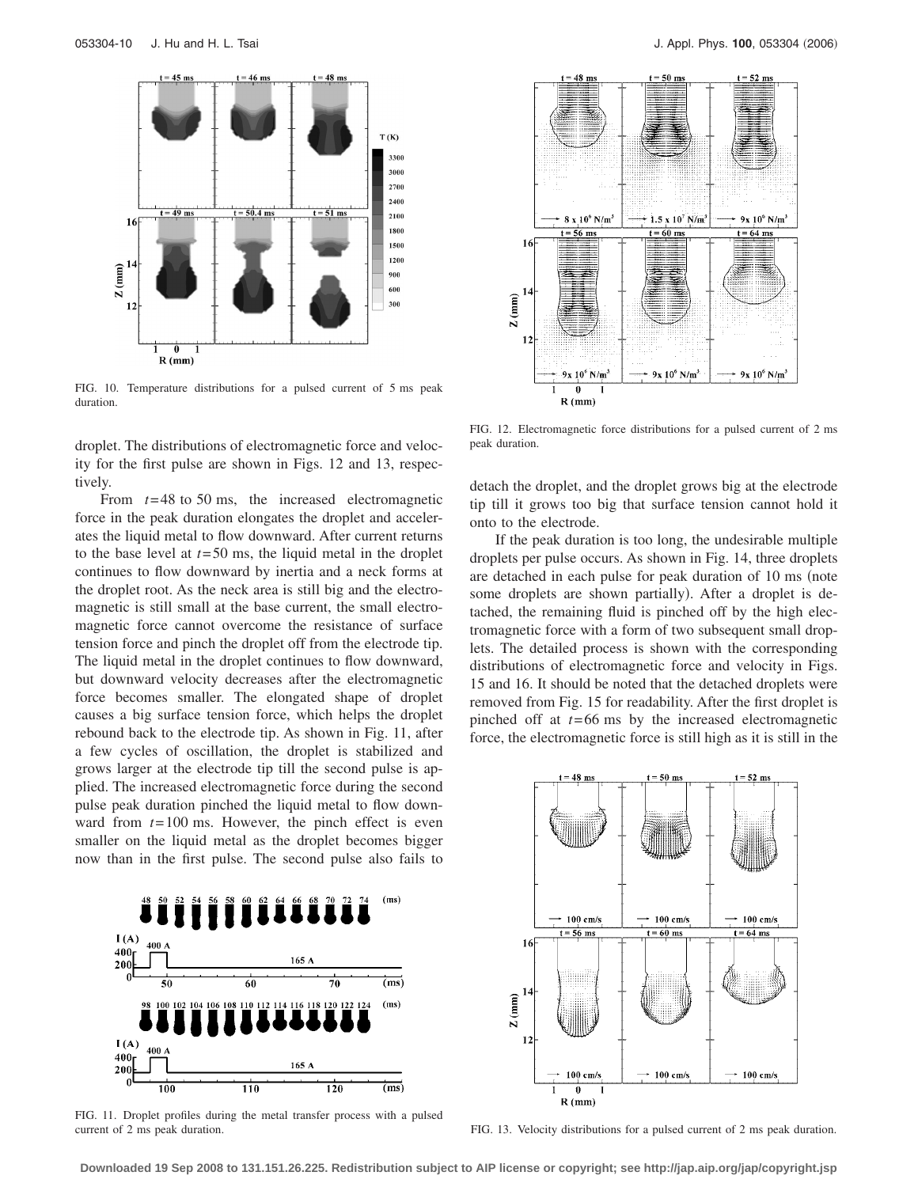FIG. 10. Temperature distributions for a pulsed current of 5 ms peak duration.

droplet. The distributions of electromagnetic force and velocity for the first pulse are shown in Figs. 12 and 13, respectively.

From $t=48$ to 50 ms, the increased electromagnetic force in the peak duration elongates the droplet and accelerates the liquid metal to flow downward. After current returns to the base level at $t=50$ ms, the liquid metal in the droplet continues to flow downward by inertia and a neck forms at the droplet root. As the neck area is still big and the electromagnetic is still small at the base current, the small electromagnetic force cannot overcome the resistance of surface tension force and pinch the droplet off from the electrode tip. The liquid metal in the droplet continues to flow downward, but downward velocity decreases after the electromagnetic force becomes smaller. The elongated shape of droplet causes a big surface tension force, which helps the droplet rebound back to the electrode tip. As shown in Fig. 11, after a few cycles of oscillation, the droplet is stabilized and grows larger at the electrode tip till the second pulse is applied. The increased electromagnetic force during the second pulse peak duration pinched the liquid metal to flow downward from $t=100$ ms. However, the pinch effect is even smaller on the liquid metal as the droplet becomes bigger now than in the first pulse. The second pulse also fails to detach the droplet, and the droplet grows big at the electrode tip till it grows too big that surface tension cannot hold it onto to the electrode.

If the peak duration is too long, the undesirable multiple droplets per pulse occurs. As shown in Fig. 14, three droplets are detached in each pulse for peak duration of 10 ms (note some droplets are shown partially). After a droplet is detached, the remaining fluid is pinched off by the high electromagnetic force with a form of two subsequent small droplets. The detailed process is shown with the corresponding distributions of electromagnetic force and velocity in Figs. 15 and 16. It should be noted that the detached droplets were removed from Fig. 15 for readability. After the first droplet is pinched off at $t=66$ ms by the increased electromagnetic force, the electromagnetic force is still high as it is still in the

FIG. 11. Droplet profiles during the metal transfer process with a pulsed current of 2 ms peak duration.

FIG. 12. Electromagnetic force distributions for a pulsed current of 2 ms peak duration.

FIG. 13. Velocity distributions for a pulsed current of 2 ms peak duration.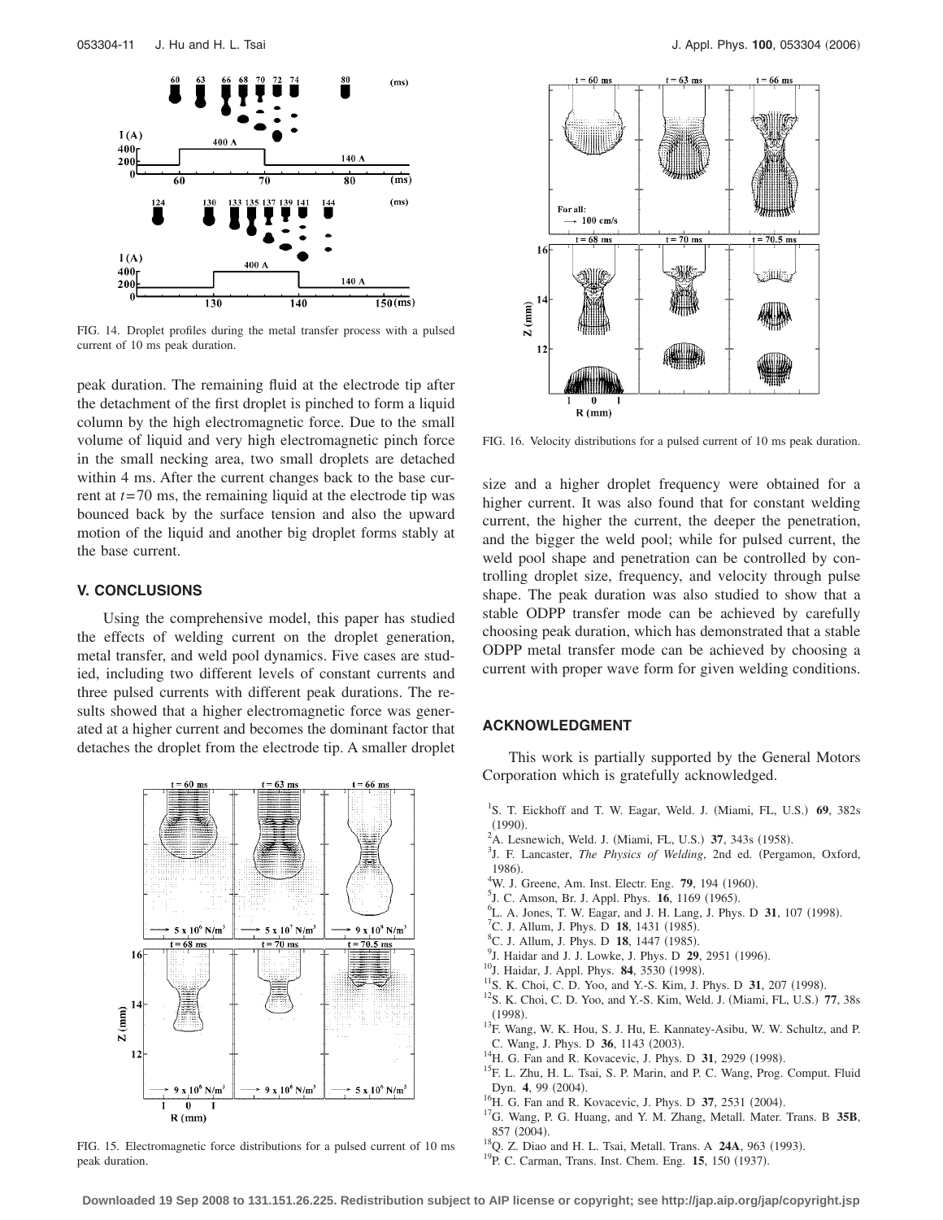FIG. 14. Droplet profiles during the metal transfer process with a pulsed current of 10 ms peak duration.

peak duration. The remaining fluid at the electrode tip after the detachment of the first droplet is pinched to form a liquid column by the high electromagnetic force. Due to the small volume of liquid and very high electromagnetic pinch force in the small necking area, two small droplets are detached within 4 ms. After the current changes back to the base current at $t=70$ ms, the remaining liquid at the electrode tip was bounced back by the surface tension and also the upward motion of the liquid and another big droplet forms stably at the base current.

## V. CONCLUSIONS

Using the comprehensive model, this paper has studied the effects of welding current on the droplet generation, metal transfer, and weld pool dynamics. Five cases are studied, including two different levels of constant currents and three pulsed currents with different peak durations. The results showed that a higher electromagnetic force was generated at a higher current and becomes the dominant factor that detaches the droplet from the electrode tip. A smaller droplet size and a higher droplet frequency were obtained for a higher current. It was also found that for constant welding current, the higher the current, the deeper the penetration, and the bigger the weld pool; while for pulsed current, the weld pool shape and penetration can be controlled by controlling droplet size, frequency, and velocity through pulse shape. The peak duration was also studied to show that a stable ODPP transfer mode can be achieved by carefully choosing peak duration, which has demonstrated that a stable ODPP metal transfer mode can be achieved by choosing a current with proper wave form for given welding conditions.

FIG. 15. Electromagnetic force distributions for a pulsed current of 10 ms peak duration.

FIG. 16. Velocity distributions for a pulsed current of 10 ms peak duration.

## ACKNOWLEDGMENT

This work is partially supported by the General Motors Corporation which is gratefully acknowledged.

[1] S. T. Eickhoff and T. W. Eagar, Weld. J. (Miami, FL, U.S.) **69**, 382s (1990).
[2] A. Lesnewich, Weld. J. (Miami, FL, U.S.) **37**, 343s (1958).
[3] J. F. Lancaster, *The Physics of Welding*, 2nd ed. (Pergamon, Oxford, 1986).
[4] W. J. Greene, Am. Inst. Electr. Eng. **79**, 194 (1960).
[5] J. C. Amson, Br. J. Appl. Phys. **16**, 1169 (1965).
[6] L. A. Jones, T. W. Eagar, and J. H. Lang, J. Phys. D **31**, 107 (1998).
[7] C. J. Allum, J. Phys. D **18**, 1431 (1985).
[8] C. J. Allum, J. Phys. D **18**, 1447 (1985).
[9] J. Haidar and J. J. Lowke, J. Phys. D **29**, 2951 (1996).
[10] J. Haidar, J. Appl. Phys. **84**, 3530 (1998).
[11] S. K. Choi, C. D. Yoo, and Y.-S. Kim, J. Phys. D **31**, 207 (1998).
[12] S. K. Choi, C. D. Yoo, and Y.-S. Kim, Weld. J. (Miami, FL, U.S.) **77**, 38s (1998).
[13] F. Wang, W. K. Hou, S. J. Hu, E. Kannatey-Asibu, W. W. Schultz, and P. C. Wang, J. Phys. D **36**, 1143 (2003).
[14] H. G. Fan and R. Kovacevic, J. Phys. D **31**, 2929 (1998).
[15] F. L. Zhu, H. L. Tsai, S. P. Marin, and P. C. Wang, Prog. Comput. Fluid Dyn. **4**, 99 (2004).
[16] H. G. Fan and R. Kovacevic, J. Phys. D **37**, 2531 (2004).
[17] G. Wang, P. G. Huang, and Y. M. Zhang, Metall. Mater. Trans. B **35B**, 857 (2004).
[18] Q. Z. Diao and H. L. Tsai, Metall. Trans. A **24A**, 963 (1993).
[19] P. C. Carman, Trans. Inst. Chem. Eng. **15**, 150 (1937).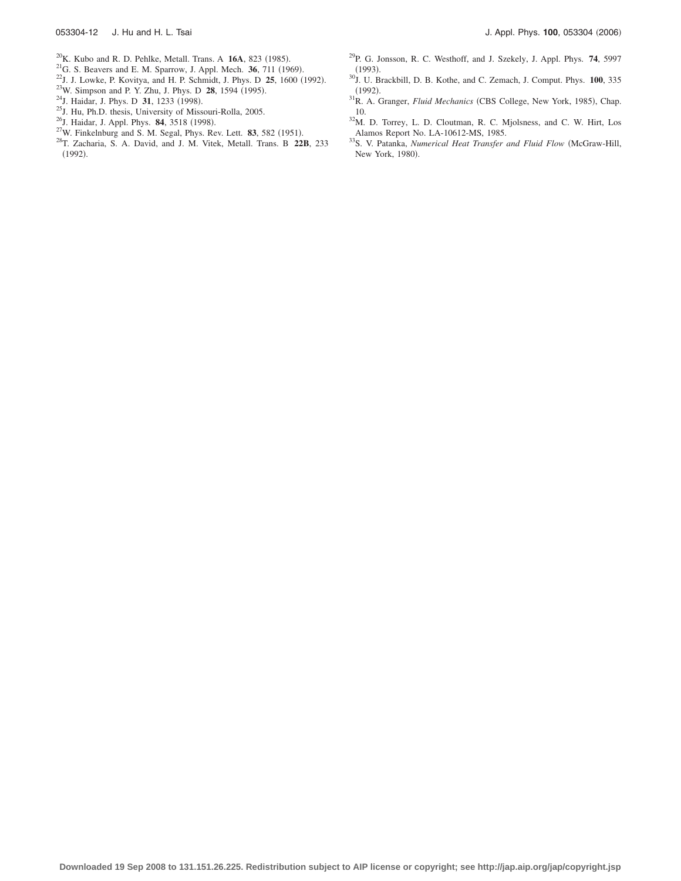[20] K. Kubo and R. D. Pehlke, Metall. Trans. A **16A**, 823 (1985).
[21] G. S. Beavers and E. M. Sparrow, J. Appl. Mech. **36**, 711 (1969).
[22] J. J. Lowke, P. Kovitya, and H. P. Schmidt, J. Phys. D **25**, 1600 (1992).
[23] W. Simpson and P. Y. Zhu, J. Phys. D **28**, 1594 (1995).
[24] J. Haidar, J. Phys. D **31**, 1233 (1998).
[25] J. Hu, Ph.D. thesis, University of Missouri-Rolla, 2005.
[26] J. Haidar, J. Appl. Phys. **84**, 3518 (1998).
[27] W. Finkelnburg and S. M. Segal, Phys. Rev. Lett. **83**, 582 (1951).
[28] T. Zacharia, S. A. David, and J. M. Vitek, Metall. Trans. B **22B**, 233 (1992).
[29] P. G. Jonsson, R. C. Westhoff, and J. Szekely, J. Appl. Phys. **74**, 5997 (1993).
[30] J. U. Brackbill, D. B. Kothe, and C. Zemach, J. Comput. Phys. **100**, 335 (1992).
[31] R. A. Granger, *Fluid Mechanics* (CBS College, New York, 1985), Chap. 10.
[32] M. D. Torrey, L. D. Cloutman, R. C. Mjolsness, and C. W. Hirt, Los Alamos Report No. LA-10612-MS, 1985.
[33] S. V. Patanka, *Numerical Heat Transfer and Fluid Flow* (McGraw-Hill, New York, 1980).